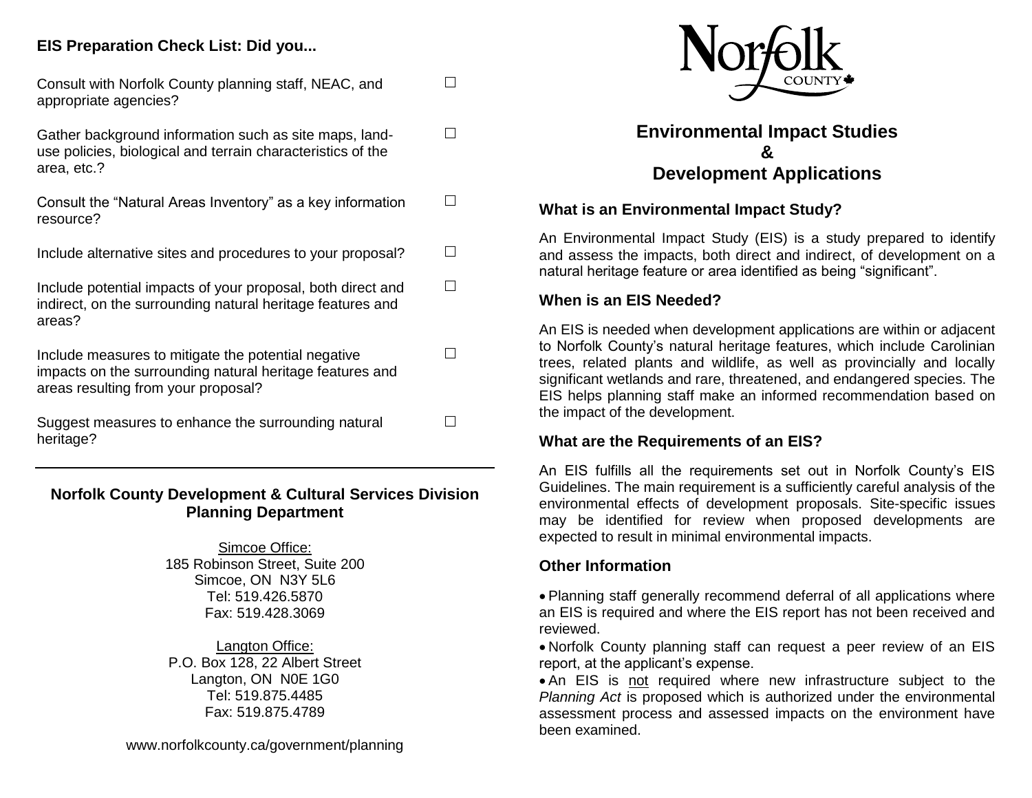## EIS Preparation Check List: Did you...

- Consult with Norfolk County planning staff, NEAC, and appropriate agencies? ☐
- Gather background information such as site maps, land-use policies, biological and terrain characteristics of the area, etc.? ☐
- Consult the "Natural Areas Inventory" as a key information resource? ☐
- Include alternative sites and procedures to your proposal? ☐
- Include potential impacts of your proposal, both direct and indirect, on the surrounding natural heritage features and areas? ☐
- Include measures to mitigate the potential negative impacts on the surrounding natural heritage features and areas resulting from your proposal? ☐
- Suggest measures to enhance the surrounding natural heritage? ☐

---

**Norfolk County Development & Cultural Services Division**
**Planning Department**

Simcoe Office:
185 Robinson Street, Suite 200
Simcoe, ON N3Y 5L6
Tel: 519.426.5870
Fax: 519.428.3069

Langton Office:
P.O. Box 128, 22 Albert Street
Langton, ON N0E 1G0
Tel: 519.875.4485
Fax: 519.875.4789

www.norfolkcounty.ca/government/planning

Norfolk COUNTY

# Environmental Impact Studies & Development Applications

### What is an Environmental Impact Study?

An Environmental Impact Study (EIS) is a study prepared to identify and assess the impacts, both direct and indirect, of development on a natural heritage feature or area identified as being "significant".

### When is an EIS Needed?

An EIS is needed when development applications are within or adjacent to Norfolk County's natural heritage features, which include Carolinian trees, related plants and wildlife, as well as provincially and locally significant wetlands and rare, threatened, and endangered species. The EIS helps planning staff make an informed recommendation based on the impact of the development.

### What are the Requirements of an EIS?

An EIS fulfills all the requirements set out in Norfolk County's EIS Guidelines. The main requirement is a sufficiently careful analysis of the environmental effects of development proposals. Site-specific issues may be identified for review when proposed developments are expected to result in minimal environmental impacts.

### Other Information

- Planning staff generally recommend deferral of all applications where an EIS is required and where the EIS report has not been received and reviewed.
- Norfolk County planning staff can request a peer review of an EIS report, at the applicant's expense.
- An EIS is not required where new infrastructure subject to the *Planning Act* is proposed which is authorized under the environmental assessment process and assessed impacts on the environment have been examined.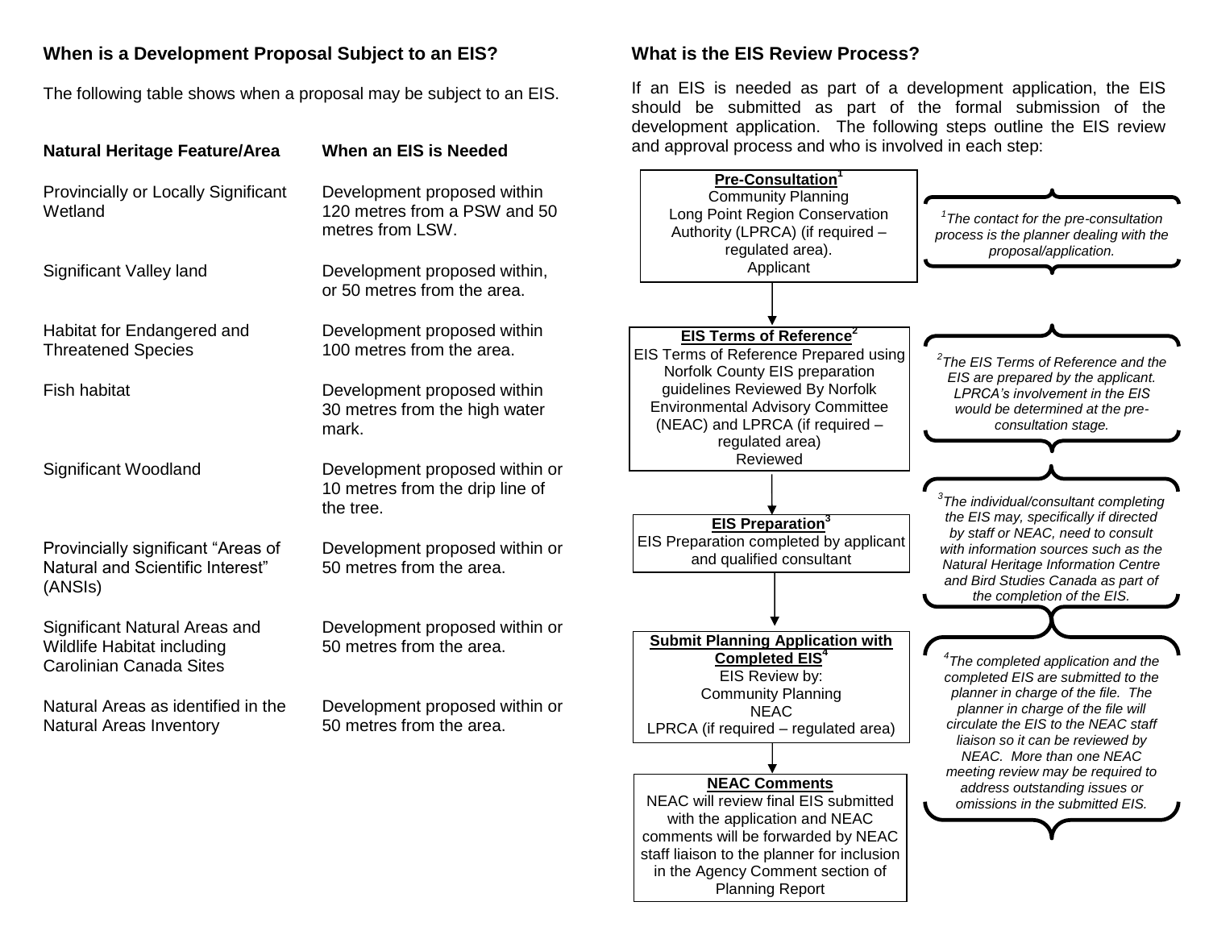## When is a Development Proposal Subject to an EIS?

The following table shows when a proposal may be subject to an EIS.

| Natural Heritage Feature/Area | When an EIS is Needed |
| --- | --- |
| Provincially or Locally Significant Wetland | Development proposed within 120 metres from a PSW and 50 metres from LSW. |
| Significant Valley land | Development proposed within, or 50 metres from the area. |
| Habitat for Endangered and Threatened Species | Development proposed within 100 metres from the area. |
| Fish habitat | Development proposed within 30 metres from the high water mark. |
| Significant Woodland | Development proposed within or 10 metres from the drip line of the tree. |
| Provincially significant "Areas of Natural and Scientific Interest" (ANSIs) | Development proposed within or 50 metres from the area. |
| Significant Natural Areas and Wildlife Habitat including Carolinian Canada Sites | Development proposed within or 50 metres from the area. |
| Natural Areas as identified in the Natural Areas Inventory | Development proposed within or 50 metres from the area. |

## What is the EIS Review Process?

If an EIS is needed as part of a development application, the EIS should be submitted as part of the formal submission of the development application. The following steps outline the EIS review and approval process and who is involved in each step:

**Pre-Consultation**[1]
Community Planning
Long Point Region Conservation Authority (LPRCA) (if required – regulated area).
Applicant

↓

**EIS Terms of Reference**[2]
EIS Terms of Reference Prepared using Norfolk County EIS preparation guidelines Reviewed By Norfolk Environmental Advisory Committee (NEAC) and LPRCA (if required – regulated area)
Reviewed

↓

**EIS Preparation**[3]
EIS Preparation completed by applicant and qualified consultant

↓

**Submit Planning Application with Completed EIS**[4]
EIS Review by:
Community Planning
NEAC
LPRCA (if required – regulated area)

↓

**NEAC Comments**
NEAC will review final EIS submitted with the application and NEAC comments will be forwarded by NEAC staff liaison to the planner for inclusion in the Agency Comment section of Planning Report

*[1]The contact for the pre-consultation process is the planner dealing with the proposal/application.*

*[2]The EIS Terms of Reference and the EIS are prepared by the applicant. LPRCA's involvement in the EIS would be determined at the pre-consultation stage.*

*[3]The individual/consultant completing the EIS may, specifically if directed by staff or NEAC, need to consult with information sources such as the Natural Heritage Information Centre and Bird Studies Canada as part of the completion of the EIS.*

*[4]The completed application and the completed EIS are submitted to the planner in charge of the file. The planner in charge of the file will circulate the EIS to the NEAC staff liaison so it can be reviewed by NEAC. More than one NEAC meeting review may be required to address outstanding issues or omissions in the submitted EIS.*